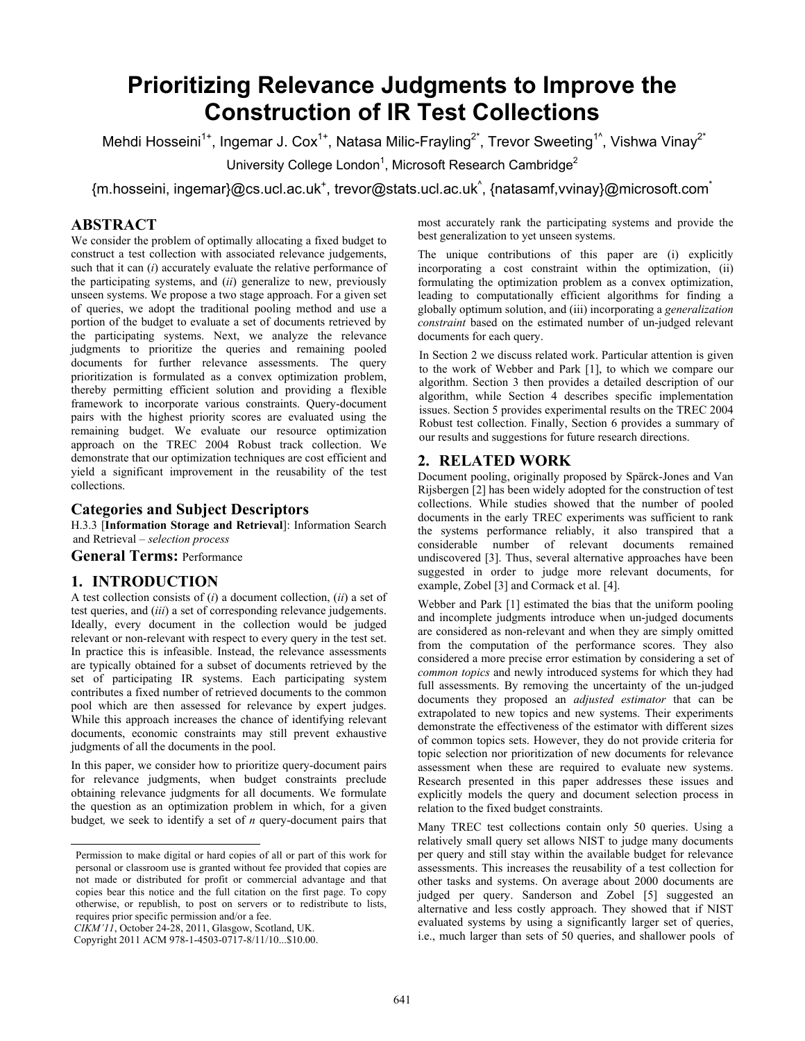# Prioritizing Relevance Judgments to Improve the Construction of IR Test Collections

Mehdi Hosseini[1+], Ingemar J. Cox[1+], Natasa Milic-Frayling[2*], Trevor Sweeting[1^], Vishwa Vinay[2*]

University College London[1], Microsoft Research Cambridge[2]

{m.hosseini, ingemar}@cs.ucl.ac.uk[+], trevor@stats.ucl.ac.uk[^], {natasamf,vvinay}@microsoft.com[*]

## ABSTRACT

We consider the problem of optimally allocating a fixed budget to construct a test collection with associated relevance judgements, such that it can (*i*) accurately evaluate the relative performance of the participating systems, and (*ii*) generalize to new, previously unseen systems. We propose a two stage approach. For a given set of queries, we adopt the traditional pooling method and use a portion of the budget to evaluate a set of documents retrieved by the participating systems. Next, we analyze the relevance judgments to prioritize the queries and remaining pooled documents for further relevance assessments. The query prioritization is formulated as a convex optimization problem, thereby permitting efficient solution and providing a flexible framework to incorporate various constraints. Query-document pairs with the highest priority scores are evaluated using the remaining budget. We evaluate our resource optimization approach on the TREC 2004 Robust track collection. We demonstrate that our optimization techniques are cost efficient and yield a significant improvement in the reusability of the test collections.

### Categories and Subject Descriptors

H.3.3 [**Information Storage and Retrieval**]: Information Search and Retrieval – *selection process*

### General Terms: Performance

## 1. INTRODUCTION

A test collection consists of (*i*) a document collection, (*ii*) a set of test queries, and (*iii*) a set of corresponding relevance judgements. Ideally, every document in the collection would be judged relevant or non-relevant with respect to every query in the test set. In practice this is infeasible. Instead, the relevance assessments are typically obtained for a subset of documents retrieved by the set of participating IR systems. Each participating system contributes a fixed number of retrieved documents to the common pool which are then assessed for relevance by expert judges. While this approach increases the chance of identifying relevant documents, economic constraints may still prevent exhaustive judgments of all the documents in the pool.

In this paper, we consider how to prioritize query-document pairs for relevance judgments, when budget constraints preclude obtaining relevance judgments for all documents. We formulate the question as an optimization problem in which, for a given budget*,* we seek to identify a set of *n* query-document pairs that most accurately rank the participating systems and provide the best generalization to yet unseen systems.

The unique contributions of this paper are (i) explicitly incorporating a cost constraint within the optimization, (ii) formulating the optimization problem as a convex optimization, leading to computationally efficient algorithms for finding a globally optimum solution, and (iii) incorporating a *generalization constraint* based on the estimated number of un-judged relevant documents for each query.

In Section 2 we discuss related work. Particular attention is given to the work of Webber and Park [1], to which we compare our algorithm. Section 3 then provides a detailed description of our algorithm, while Section 4 describes specific implementation issues. Section 5 provides experimental results on the TREC 2004 Robust test collection. Finally, Section 6 provides a summary of our results and suggestions for future research directions.

## 2. RELATED WORK

Document pooling, originally proposed by Spärck-Jones and Van Rijsbergen [2] has been widely adopted for the construction of test collections. While studies showed that the number of pooled documents in the early TREC experiments was sufficient to rank the systems performance reliably, it also transpired that a considerable number of relevant documents remained undiscovered [3]. Thus, several alternative approaches have been suggested in order to judge more relevant documents, for example, Zobel [3] and Cormack et al. [4].

Webber and Park [1] estimated the bias that the uniform pooling and incomplete judgments introduce when un-judged documents are considered as non-relevant and when they are simply omitted from the computation of the performance scores. They also considered a more precise error estimation by considering a set of *common topics* and newly introduced systems for which they had full assessments. By removing the uncertainty of the un-judged documents they proposed an *adjusted estimator* that can be extrapolated to new topics and new systems. Their experiments demonstrate the effectiveness of the estimator with different sizes of common topics sets. However, they do not provide criteria for topic selection nor prioritization of new documents for relevance assessment when these are required to evaluate new systems. Research presented in this paper addresses these issues and explicitly models the query and document selection process in relation to the fixed budget constraints.

Many TREC test collections contain only 50 queries. Using a relatively small query set allows NIST to judge many documents per query and still stay within the available budget for relevance assessments. This increases the reusability of a test collection for other tasks and systems. On average about 2000 documents are judged per query. Sanderson and Zobel [5] suggested an alternative and less costly approach. They showed that if NIST evaluated systems by using a significantly larger set of queries, i.e., much larger than sets of 50 queries, and shallower pools of

---

Permission to make digital or hard copies of all or part of this work for personal or classroom use is granted without fee provided that copies are not made or distributed for profit or commercial advantage and that copies bear this notice and the full citation on the first page. To copy otherwise, or republish, to post on servers or to redistribute to lists, requires prior specific permission and/or a fee.

*CIKM'11*, October 24-28, 2011, Glasgow, Scotland, UK.

Copyright 2011 ACM 978-1-4503-0717-8/11/10...$10.00.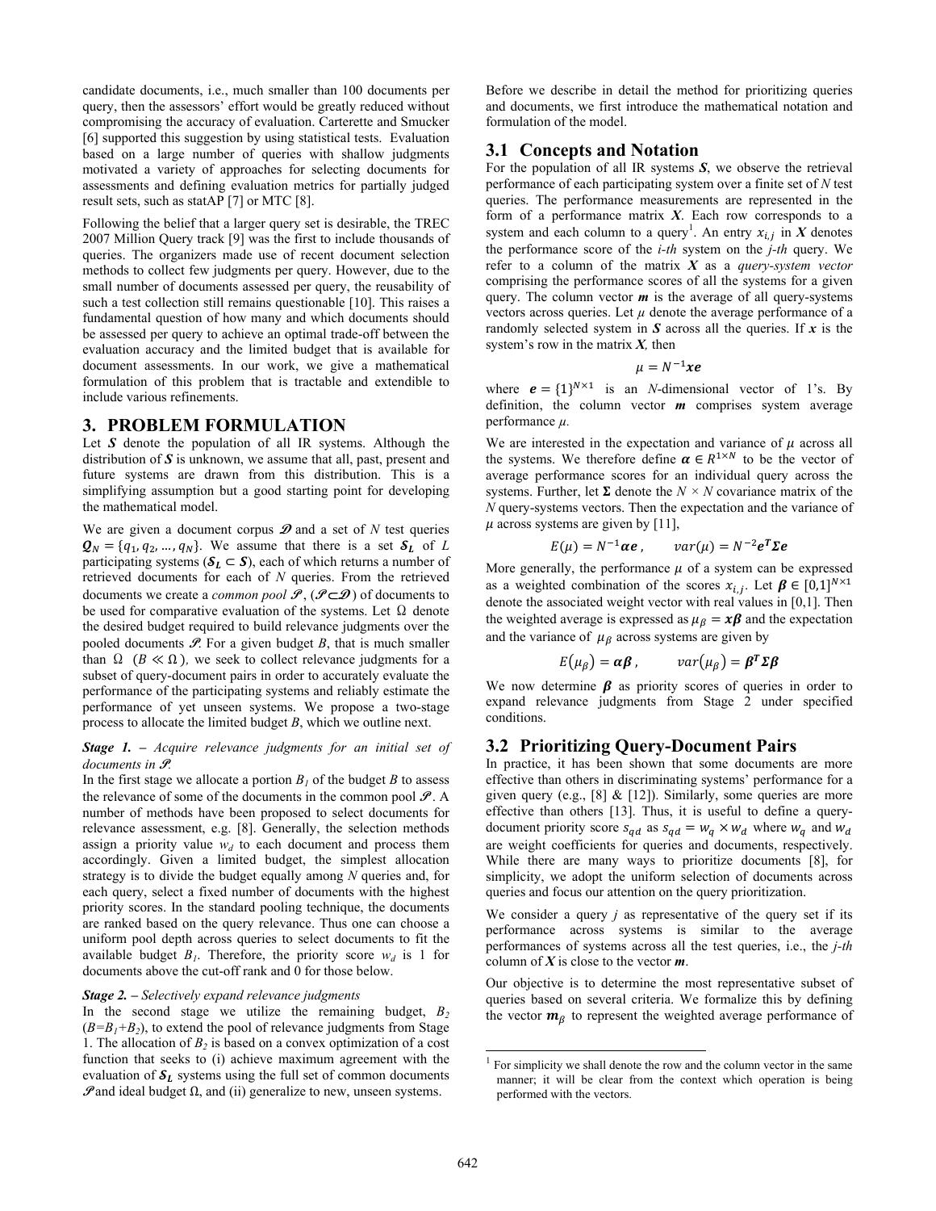candidate documents, i.e., much smaller than 100 documents per query, then the assessors' effort would be greatly reduced without compromising the accuracy of evaluation. Carterette and Smucker [6] supported this suggestion by using statistical tests. Evaluation based on a large number of queries with shallow judgments motivated a variety of approaches for selecting documents for assessments and defining evaluation metrics for partially judged result sets, such as statAP [7] or MTC [8].

Following the belief that a larger query set is desirable, the TREC 2007 Million Query track [9] was the first to include thousands of queries. The organizers made use of recent document selection methods to collect few judgments per query. However, due to the small number of documents assessed per query, the reusability of such a test collection still remains questionable [10]. This raises a fundamental question of how many and which documents should be assessed per query to achieve an optimal trade-off between the evaluation accuracy and the limited budget that is available for document assessments. In our work, we give a mathematical formulation of this problem that is tractable and extendible to include various refinements.

## 3. PROBLEM FORMULATION

Let $\boldsymbol{S}$ denote the population of all IR systems. Although the distribution of $\boldsymbol{S}$ is unknown, we assume that all, past, present and future systems are drawn from this distribution. This is a simplifying assumption but a good starting point for developing the mathematical model.

We are given a document corpus $\mathscr{D}$ and a set of $N$ test queries $\boldsymbol{Q_N} = \{q_1, q_2, \ldots, q_N\}$. We assume that there is a set $\boldsymbol{S_L}$ of $L$ participating systems ($\boldsymbol{S_L} \subset \boldsymbol{S}$), each of which returns a number of retrieved documents for each of $N$ queries. From the retrieved documents we create a *common pool* $\mathscr{P}$, ($\mathscr{P} \subset \mathscr{D}$) of documents to be used for comparative evaluation of the systems. Let $\Omega$ denote the desired budget required to build relevance judgments over the pooled documents $\mathscr{P}$. For a given budget $B$, that is much smaller than $\Omega$ ($B \ll \Omega$), we seek to collect relevance judgments for a subset of query-document pairs in order to accurately evaluate the performance of the participating systems and reliably estimate the performance of yet unseen systems. We propose a two-stage process to allocate the limited budget $B$, which we outline next.

***Stage 1.** – Acquire relevance judgments for an initial set of documents in $\mathscr{P}$.*

In the first stage we allocate a portion $B_1$ of the budget $B$ to assess the relevance of some of the documents in the common pool $\mathscr{P}$. A number of methods have been proposed to select documents for relevance assessment, e.g. [8]. Generally, the selection methods assign a priority value $w_d$ to each document and process them accordingly. Given a limited budget, the simplest allocation strategy is to divide the budget equally among $N$ queries and, for each query, select a fixed number of documents with the highest priority scores. In the standard pooling technique, the documents are ranked based on the query relevance. Thus one can choose a uniform pool depth across queries to select documents to fit the available budget $B_1$. Therefore, the priority score $w_d$ is 1 for documents above the cut-off rank and 0 for those below.

***Stage 2.** – Selectively expand relevance judgments*

In the second stage we utilize the remaining budget, $B_2$ ($B=B_1+B_2$), to extend the pool of relevance judgments from Stage 1. The allocation of $B_2$ is based on a convex optimization of a cost function that seeks to (i) achieve maximum agreement with the evaluation of $\boldsymbol{S_L}$ systems using the full set of common documents $\mathscr{P}$ and ideal budget $\Omega$, and (ii) generalize to new, unseen systems.

Before we describe in detail the method for prioritizing queries and documents, we first introduce the mathematical notation and formulation of the model.

### 3.1 Concepts and Notation

For the population of all IR systems $\boldsymbol{S}$, we observe the retrieval performance of each participating system over a finite set of $N$ test queries. The performance measurements are represented in the form of a performance matrix $\boldsymbol{X}$. Each row corresponds to a system and each column to a query[1]. An entry $x_{i,j}$ in $\boldsymbol{X}$ denotes the performance score of the *i-th* system on the *j-th* query. We refer to a column of the matrix $\boldsymbol{X}$ as a *query-system vector* comprising the performance scores of all the systems for a given query. The column vector $\boldsymbol{m}$ is the average of all query-systems vectors across queries. Let $\mu$ denote the average performance of a randomly selected system in $\boldsymbol{S}$ across all the queries. If $\boldsymbol{x}$ is the system's row in the matrix $\boldsymbol{X}$, then

$$\mu = N^{-1}\boldsymbol{xe}$$

where $\boldsymbol{e} = \{1\}^{N \times 1}$ is an $N$-dimensional vector of 1's. By definition, the column vector $\boldsymbol{m}$ comprises system average performance $\mu$.

We are interested in the expectation and variance of $\mu$ across all the systems. We therefore define $\boldsymbol{\alpha} \in R^{1 \times N}$ to be the vector of average performance scores for an individual query across the systems. Further, let $\boldsymbol{\Sigma}$ denote the $N \times N$ covariance matrix of the $N$ query-systems vectors. Then the expectation and the variance of $\mu$ across systems are given by [11],

$$E(\mu) = N^{-1}\boldsymbol{\alpha e}, \qquad var(\mu) = N^{-2}\boldsymbol{e^T \Sigma e}$$

More generally, the performance $\mu$ of a system can be expressed as a weighted combination of the scores $x_{i,j}$. Let $\boldsymbol{\beta} \in [0,1]^{N \times 1}$ denote the associated weight vector with real values in [0,1]. Then the weighted average is expressed as $\mu_\beta = \boldsymbol{x\beta}$ and the expectation and the variance of $\mu_\beta$ across systems are given by

$$E(\mu_\beta) = \boldsymbol{\alpha\beta}, \qquad var(\mu_\beta) = \boldsymbol{\beta^T \Sigma \beta}$$

We now determine $\boldsymbol{\beta}$ as priority scores of queries in order to expand relevance judgments from Stage 2 under specified conditions.

### 3.2 Prioritizing Query-Document Pairs

In practice, it has been shown that some documents are more effective than others in discriminating systems' performance for a given query (e.g., [8] & [12]). Similarly, some queries are more effective than others [13]. Thus, it is useful to define a query-document priority score $s_{qd}$ as $s_{qd} = w_q \times w_d$ where $w_q$ and $w_d$ are weight coefficients for queries and documents, respectively. While there are many ways to prioritize documents [8], for simplicity, we adopt the uniform selection of documents across queries and focus our attention on the query prioritization.

We consider a query $j$ as representative of the query set if its performance across systems is similar to the average performances of systems across all the test queries, i.e., the *j-th* column of $\boldsymbol{X}$ is close to the vector $\boldsymbol{m}$.

Our objective is to determine the most representative subset of queries based on several criteria. We formalize this by defining the vector $\boldsymbol{m}_\beta$ to represent the weighted average performance of

[1] For simplicity we shall denote the row and the column vector in the same manner; it will be clear from the context which operation is being performed with the vectors.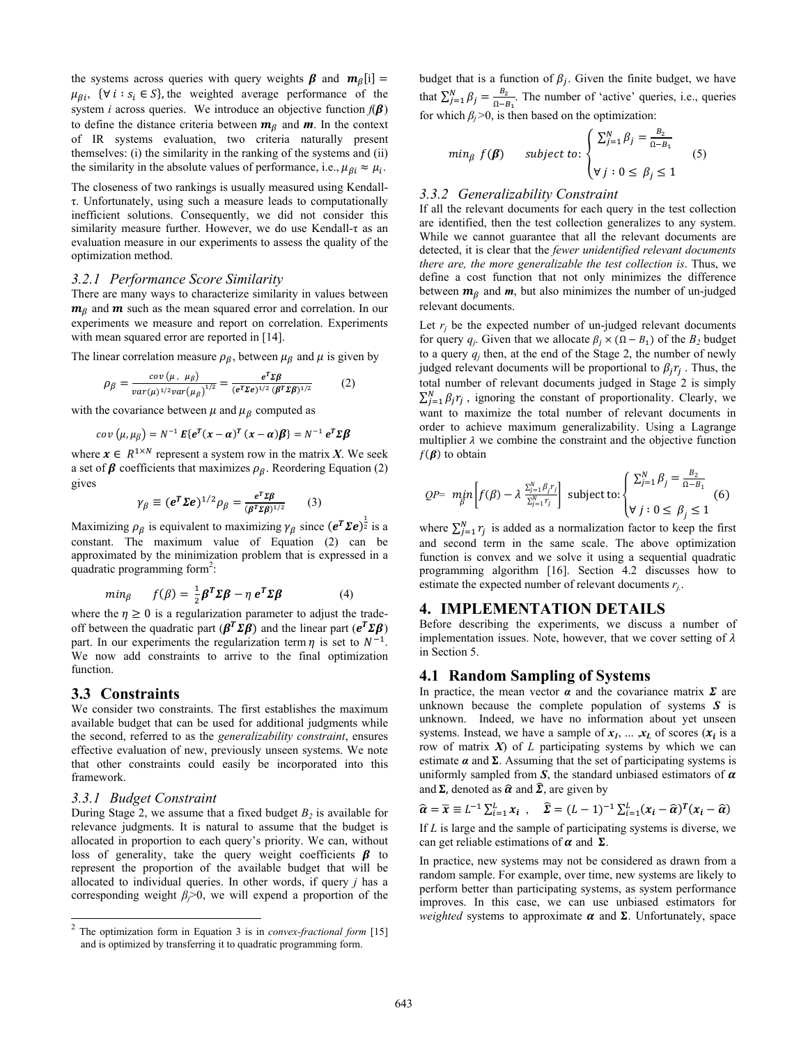the systems across queries with query weights $\boldsymbol{\beta}$ and $\boldsymbol{m}_\beta[i] = \mu_{\beta i}$, $\{\forall i : s_i \in S\}$, the weighted average performance of the system $i$ across queries. We introduce an objective function $f(\boldsymbol{\beta})$ to define the distance criteria between $\boldsymbol{m}_\beta$ and $\boldsymbol{m}$. In the context of IR systems evaluation, two criteria naturally present themselves: (i) the similarity in the ranking of the systems and (ii) the similarity in the absolute values of performance, i.e., $\mu_{\beta i} \approx \mu_i$.

The closeness of two rankings is usually measured using Kendall-τ. Unfortunately, using such a measure leads to computationally inefficient solutions. Consequently, we did not consider this similarity measure further. However, we do use Kendall-τ as an evaluation measure in our experiments to assess the quality of the optimization method.

### 3.2.1 Performance Score Similarity

There are many ways to characterize similarity in values between $\boldsymbol{m}_\beta$ and $\boldsymbol{m}$ such as the mean squared error and correlation. In our experiments we measure and report on correlation. Experiments with mean squared error are reported in [14].

The linear correlation measure $\rho_\beta$, between $\mu_\beta$ and $\mu$ is given by

$$\rho_\beta = \frac{cov(\mu,\ \mu_\beta)}{var(\mu)^{1/2} var(\mu_\beta)^{1/2}} = \frac{\boldsymbol{e}^T \boldsymbol{\Sigma} \boldsymbol{\beta}}{(\boldsymbol{e}^T \boldsymbol{\Sigma} \boldsymbol{e})^{1/2}\ (\boldsymbol{\beta}^T \boldsymbol{\Sigma} \boldsymbol{\beta})^{1/2}} \qquad (2)$$

with the covariance between $\mu$ and $\mu_\beta$ computed as

$$cov(\mu, \mu_\beta) = N^{-1}\ \boldsymbol{E}\{\boldsymbol{e}^T (\boldsymbol{x} - \boldsymbol{\alpha})^T\ (\boldsymbol{x} - \boldsymbol{\alpha})\boldsymbol{\beta}\} = N^{-1}\ \boldsymbol{e}^T \boldsymbol{\Sigma} \boldsymbol{\beta}$$

where $\boldsymbol{x} \in R^{1 \times N}$ represent a system row in the matrix $\boldsymbol{X}$. We seek a set of $\boldsymbol{\beta}$ coefficients that maximizes $\rho_\beta$. Reordering Equation (2) gives

$$\gamma_\beta \equiv (\boldsymbol{e}^T \boldsymbol{\Sigma} \boldsymbol{e})^{1/2} \rho_\beta = \frac{\boldsymbol{e}^T \boldsymbol{\Sigma} \boldsymbol{\beta}}{(\boldsymbol{\beta}^T \boldsymbol{\Sigma} \boldsymbol{\beta})^{1/2}} \qquad (3)$$

Maximizing $\rho_\beta$ is equivalent to maximizing $\gamma_\beta$ since $(\boldsymbol{e}^T \boldsymbol{\Sigma} \boldsymbol{e})^{\frac{1}{2}}$ is a constant. The maximum value of Equation (2) can be approximated by the minimization problem that is expressed in a quadratic programming form[2]:

$$min_\beta \qquad f(\beta) = \frac{1}{2} \boldsymbol{\beta}^T \boldsymbol{\Sigma} \boldsymbol{\beta} - \eta\ \boldsymbol{e}^T \boldsymbol{\Sigma} \boldsymbol{\beta} \qquad (4)$$

where the $\eta \geq 0$ is a regularization parameter to adjust the trade-off between the quadratic part ($\boldsymbol{\beta}^T \boldsymbol{\Sigma} \boldsymbol{\beta}$) and the linear part ($\boldsymbol{e}^T \boldsymbol{\Sigma} \boldsymbol{\beta}$) part. In our experiments the regularization term $\eta$ is set to $N^{-1}$. We now add constraints to arrive to the final optimization function.

## 3.3 Constraints

We consider two constraints. The first establishes the maximum available budget that can be used for additional judgments while the second, referred to as the *generalizability constraint*, ensures effective evaluation of new, previously unseen systems. We note that other constraints could easily be incorporated into this framework.

### 3.3.1 Budget Constraint

During Stage 2, we assume that a fixed budget $B_2$ is available for relevance judgments. It is natural to assume that the budget is allocated in proportion to each query's priority. We can, without loss of generality, take the query weight coefficients $\boldsymbol{\beta}$ to represent the proportion of the available budget that will be allocated to individual queries. In other words, if query $j$ has a corresponding weight $\beta_j$>0, we will expend a proportion of the budget that is a function of $\beta_j$. Given the finite budget, we have that $\sum_{j=1}^{N} \beta_j = \frac{B_2}{\Omega - B_1}$. The number of 'active' queries, i.e., queries for which $\beta_j$>0, is then based on the optimization:

$$min_\beta\ f(\boldsymbol{\beta}) \qquad subject\ to: \begin{cases} \sum_{j=1}^{N} \beta_j = \frac{B_2}{\Omega - B_1} \\ \forall\ j : 0 \leq\ \beta_j \leq 1 \end{cases} \qquad (5)$$

### 3.3.2 Generalizability Constraint

If all the relevant documents for each query in the test collection are identified, then the test collection generalizes to any system. While we cannot guarantee that all the relevant documents are detected, it is clear that the *fewer unidentified relevant documents there are, the more generalizable the test collection is*. Thus, we define a cost function that not only minimizes the difference between $\boldsymbol{m}_\beta$ and $\boldsymbol{m}$, but also minimizes the number of un-judged relevant documents.

Let $r_j$ be the expected number of un-judged relevant documents for query $q_j$. Given that we allocate $\beta_j \times (\Omega - B_1)$ of the $B_2$ budget to a query $q_j$ then, at the end of the Stage 2, the number of newly judged relevant documents will be proportional to $\beta_j r_j$. Thus, the total number of relevant documents judged in Stage 2 is simply $\sum_{j=1}^{N} \beta_j r_j$, ignoring the constant of proportionality. Clearly, we want to maximize the total number of relevant documents in order to achieve maximum generalizability. Using a Lagrange multiplier $\lambda$ we combine the constraint and the objective function $f(\boldsymbol{\beta})$ to obtain

$$QP = \min_\beta \left[ f(\beta) - \lambda\ \frac{\sum_{j=1}^{N} \beta_j r_j}{\sum_{j=1}^{N} r_j} \right] \text{ subject to: } \begin{cases} \sum_{j=1}^{N} \beta_j = \frac{B_2}{\Omega - B_1} \\ \forall\ j : 0 \leq\ \beta_j \leq 1 \end{cases} \qquad (6)$$

where $\sum_{j=1}^{N} r_j$ is added as a normalization factor to keep the first and second term in the same scale. The above optimization function is convex and we solve it using a sequential quadratic programming algorithm [16]. Section 4.2 discusses how to estimate the expected number of relevant documents $r_j$.

# 4. IMPLEMENTATION DETAILS

Before describing the experiments, we discuss a number of implementation issues. Note, however, that we cover setting of $\lambda$ in Section 5.

## 4.1 Random Sampling of Systems

In practice, the mean vector $\boldsymbol{\alpha}$ and the covariance matrix $\boldsymbol{\Sigma}$ are unknown because the complete population of systems $\boldsymbol{S}$ is unknown. Indeed, we have no information about yet unseen systems. Instead, we have a sample of $\boldsymbol{x_1}, \ldots, \boldsymbol{x_L}$ of scores ($\boldsymbol{x_i}$ is a row of matrix $\boldsymbol{X}$) of $L$ participating systems by which we can estimate $\boldsymbol{\alpha}$ and $\boldsymbol{\Sigma}$. Assuming that the set of participating systems is uniformly sampled from $\boldsymbol{S}$, the standard unbiased estimators of $\boldsymbol{\alpha}$ and $\boldsymbol{\Sigma}$, denoted as $\widehat{\boldsymbol{\alpha}}$ and $\widehat{\boldsymbol{\Sigma}}$, are given by

$$\widehat{\boldsymbol{\alpha}} = \overline{\boldsymbol{x}} \equiv L^{-1} \sum_{i=1}^{L} \boldsymbol{x_i}\ , \quad \widehat{\boldsymbol{\Sigma}} = (L-1)^{-1} \sum_{i=1}^{L} (\boldsymbol{x_i} - \widehat{\boldsymbol{\alpha}})^T (\boldsymbol{x_i} - \widehat{\boldsymbol{\alpha}})$$

If $L$ is large and the sample of participating systems is diverse, we can get reliable estimations of $\boldsymbol{\alpha}$ and $\boldsymbol{\Sigma}$.

In practice, new systems may not be considered as drawn from a random sample. For example, over time, new systems are likely to perform better than participating systems, as system performance improves. In this case, we can use unbiased estimators for *weighted* systems to approximate $\boldsymbol{\alpha}$ and $\boldsymbol{\Sigma}$. Unfortunately, space

[2] The optimization form in Equation 3 is in *convex-fractional form* [15] and is optimized by transferring it to quadratic programming form.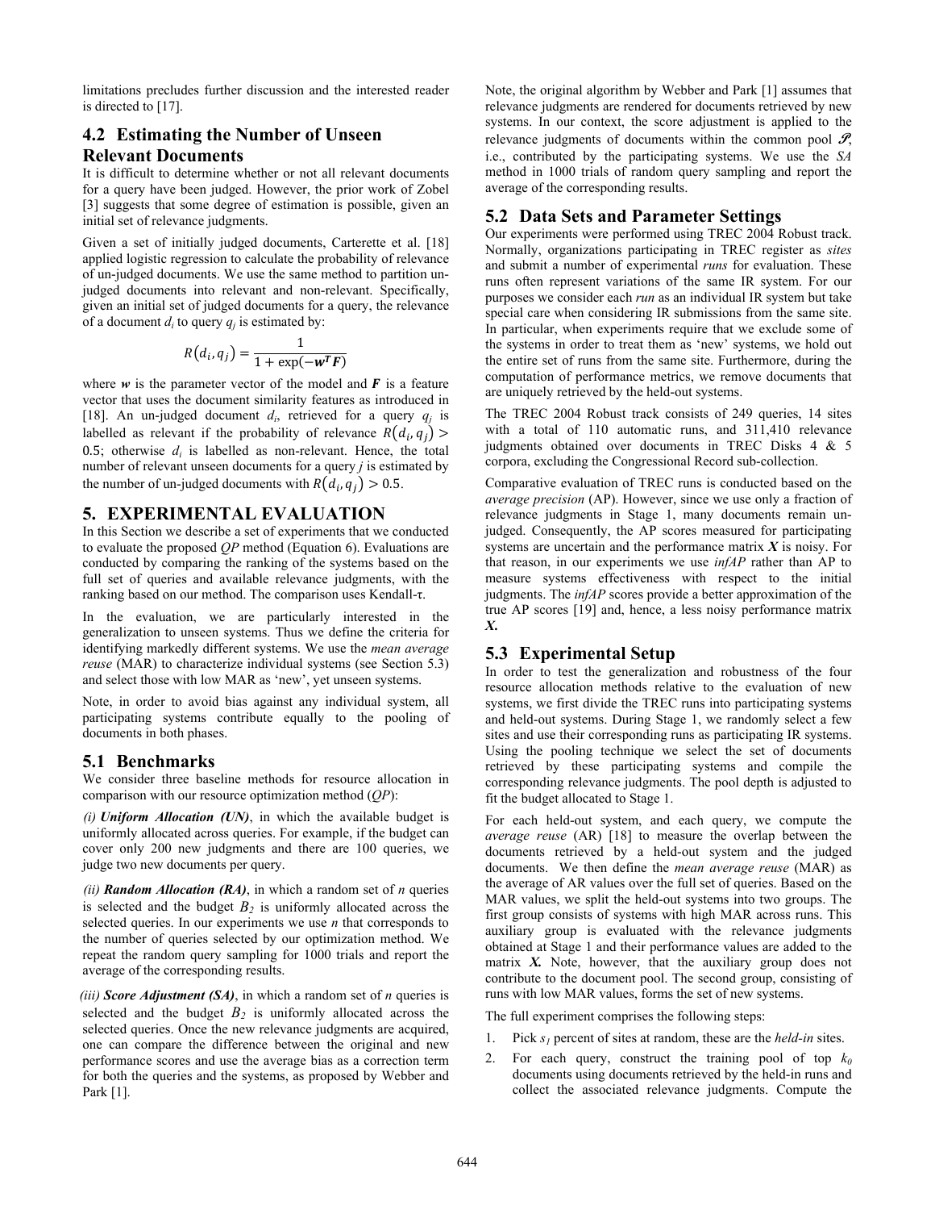limitations precludes further discussion and the interested reader is directed to [17].

### 4.2 Estimating the Number of Unseen Relevant Documents

It is difficult to determine whether or not all relevant documents for a query have been judged. However, the prior work of Zobel [3] suggests that some degree of estimation is possible, given an initial set of relevance judgments.

Given a set of initially judged documents, Carterette et al. [18] applied logistic regression to calculate the probability of relevance of un-judged documents. We use the same method to partition un-judged documents into relevant and non-relevant. Specifically, given an initial set of judged documents for a query, the relevance of a document $d_i$ to query $q_j$ is estimated by:

$$R(d_i, q_j) = \frac{1}{1 + \exp(-\boldsymbol{w}^T \boldsymbol{F})}$$

where $\boldsymbol{w}$ is the parameter vector of the model and $\boldsymbol{F}$ is a feature vector that uses the document similarity features as introduced in [18]. An un-judged document $d_i$, retrieved for a query $q_j$ is labelled as relevant if the probability of relevance $R(d_i, q_j) > 0.5$; otherwise $d_i$ is labelled as non-relevant. Hence, the total number of relevant unseen documents for a query $j$ is estimated by the number of un-judged documents with $R(d_i, q_j) > 0.5$.

## 5. EXPERIMENTAL EVALUATION

In this Section we describe a set of experiments that we conducted to evaluate the proposed *QP* method (Equation 6). Evaluations are conducted by comparing the ranking of the systems based on the full set of queries and available relevance judgments, with the ranking based on our method. The comparison uses Kendall-τ.

In the evaluation, we are particularly interested in the generalization to unseen systems. Thus we define the criteria for identifying markedly different systems. We use the *mean average reuse* (MAR) to characterize individual systems (see Section 5.3) and select those with low MAR as 'new', yet unseen systems.

Note, in order to avoid bias against any individual system, all participating systems contribute equally to the pooling of documents in both phases.

### 5.1 Benchmarks

We consider three baseline methods for resource allocation in comparison with our resource optimization method (*QP*):

*(i)* ***Uniform Allocation (UN)***, in which the available budget is uniformly allocated across queries. For example, if the budget can cover only 200 new judgments and there are 100 queries, we judge two new documents per query.

*(ii)* ***Random Allocation (RA)***, in which a random set of $n$ queries is selected and the budget $B_2$ is uniformly allocated across the selected queries. In our experiments we use $n$ that corresponds to the number of queries selected by our optimization method. We repeat the random query sampling for 1000 trials and report the average of the corresponding results.

*(iii)* ***Score Adjustment (SA)***, in which a random set of $n$ queries is selected and the budget $B_2$ is uniformly allocated across the selected queries. Once the new relevance judgments are acquired, one can compare the difference between the original and new performance scores and use the average bias as a correction term for both the queries and the systems, as proposed by Webber and Park [1].

Note, the original algorithm by Webber and Park [1] assumes that relevance judgments are rendered for documents retrieved by new systems. In our context, the score adjustment is applied to the relevance judgments of documents within the common pool $\mathscr{P}$, i.e., contributed by the participating systems. We use the *SA* method in 1000 trials of random query sampling and report the average of the corresponding results.

### 5.2 Data Sets and Parameter Settings

Our experiments were performed using TREC 2004 Robust track. Normally, organizations participating in TREC register as *sites* and submit a number of experimental *runs* for evaluation. These runs often represent variations of the same IR system. For our purposes we consider each *run* as an individual IR system but take special care when considering IR submissions from the same site. In particular, when experiments require that we exclude some of the systems in order to treat them as 'new' systems, we hold out the entire set of runs from the same site. Furthermore, during the computation of performance metrics, we remove documents that are uniquely retrieved by the held-out systems.

The TREC 2004 Robust track consists of 249 queries, 14 sites with a total of 110 automatic runs, and 311,410 relevance judgments obtained over documents in TREC Disks 4 & 5 corpora, excluding the Congressional Record sub-collection.

Comparative evaluation of TREC runs is conducted based on the *average precision* (AP). However, since we use only a fraction of relevance judgments in Stage 1, many documents remain un-judged. Consequently, the AP scores measured for participating systems are uncertain and the performance matrix $\boldsymbol{X}$ is noisy. For that reason, in our experiments we use *infAP* rather than AP to measure systems effectiveness with respect to the initial judgments. The *infAP* scores provide a better approximation of the true AP scores [19] and, hence, a less noisy performance matrix $\boldsymbol{X}$.

### 5.3 Experimental Setup

In order to test the generalization and robustness of the four resource allocation methods relative to the evaluation of new systems, we first divide the TREC runs into participating systems and held-out systems. During Stage 1, we randomly select a few sites and use their corresponding runs as participating IR systems. Using the pooling technique we select the set of documents retrieved by these participating systems and compile the corresponding relevance judgments. The pool depth is adjusted to fit the budget allocated to Stage 1.

For each held-out system, and each query, we compute the *average reuse* (AR) [18] to measure the overlap between the documents retrieved by a held-out system and the judged documents. We then define the *mean average reuse* (MAR) as the average of AR values over the full set of queries. Based on the MAR values, we split the held-out systems into two groups. The first group consists of systems with high MAR across runs. This auxiliary group is evaluated with the relevance judgments obtained at Stage 1 and their performance values are added to the matrix $\boldsymbol{X}$. Note, however, that the auxiliary group does not contribute to the document pool. The second group, consisting of runs with low MAR values, forms the set of new systems.

The full experiment comprises the following steps:

1. Pick $s_1$ percent of sites at random, these are the *held-in* sites.
2. For each query, construct the training pool of top $k_0$ documents using documents retrieved by the held-in runs and collect the associated relevance judgments. Compute the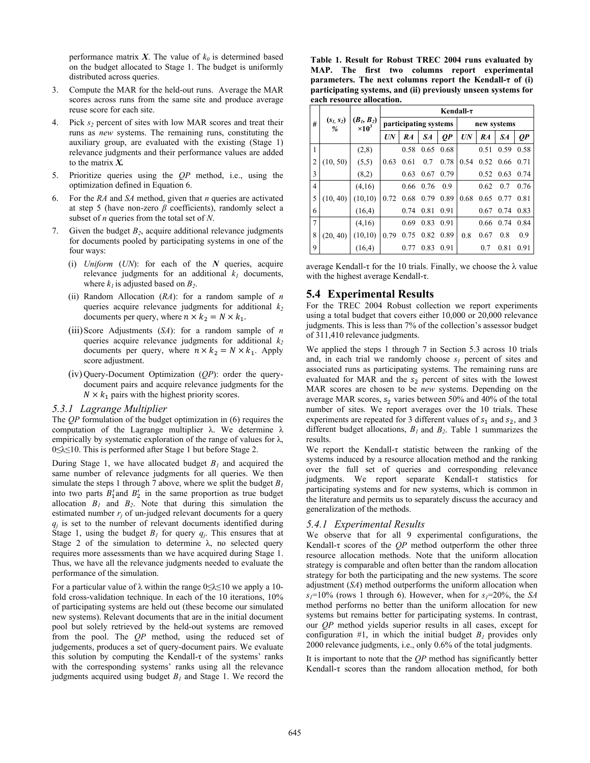performance matrix $\boldsymbol{X}$. The value of $k_0$ is determined based on the budget allocated to Stage 1. The budget is uniformly distributed across queries.

3. Compute the MAR for the held-out runs. Average the MAR scores across runs from the same site and produce average reuse score for each site.
4. Pick $s_2$ percent of sites with low MAR scores and treat their runs as *new* systems. The remaining runs, constituting the auxiliary group, are evaluated with the existing (Stage 1) relevance judgments and their performance values are added to the matrix $\boldsymbol{X}$.
5. Prioritize queries using the *QP* method, i.e., using the optimization defined in Equation 6.
6. For the *RA* and *SA* method, given that *n* queries are activated at step 5 (have non-zero *β* coefficients), randomly select a subset of *n* queries from the total set of *N*.
7. Given the budget $B_2$, acquire additional relevance judgments for documents pooled by participating systems in one of the four ways:
   (i) *Uniform* (*UN*): for each of the $\boldsymbol{N}$ queries, acquire relevance judgments for an additional $k_1$ documents, where $k_1$ is adjusted based on $B_2$.
   (ii) Random Allocation (*RA*): for a random sample of *n* queries acquire relevance judgments for additional $k_2$ documents per query, where $n \times k_2 = N \times k_1$.
   (iii) Score Adjustments (*SA*): for a random sample of *n* queries acquire relevance judgments for additional $k_2$ documents per query, where $n \times k_2 = N \times k_1$. Apply score adjustment.
   (iv) Query-Document Optimization (*QP*): order the query-document pairs and acquire relevance judgments for the $N \times k_1$ pairs with the highest priority scores.

### 5.3.1 Lagrange Multiplier

The *QP* formulation of the budget optimization in (6) requires the computation of the Lagrange multiplier λ. We determine λ empirically by systematic exploration of the range of values for λ, $0 \leq \lambda \leq 10$. This is performed after Stage 1 but before Stage 2.

During Stage 1, we have allocated budget $B_1$ and acquired the same number of relevance judgments for all queries. We then simulate the steps 1 through 7 above, where we split the budget $B_1$ into two parts $B_1'$ and $B_2'$ in the same proportion as true budget allocation $B_1$ and $B_2$. Note that during this simulation the estimated number $r_j$ of un-judged relevant documents for a query $q_j$ is set to the number of relevant documents identified during Stage 1, using the budget $B_1$ for query $q_j$. This ensures that at Stage 2 of the simulation to determine λ, no selected query requires more assessments than we have acquired during Stage 1. Thus, we have all the relevance judgments needed to evaluate the performance of the simulation.

For a particular value of λ within the range $0 \leq \lambda \leq 10$ we apply a 10-fold cross-validation technique. In each of the 10 iterations, 10% of participating systems are held out (these become our simulated new systems). Relevant documents that are in the initial document pool but solely retrieved by the held-out systems are removed from the pool. The *QP* method, using the reduced set of judgements, produces a set of query-document pairs. We evaluate this solution by computing the Kendall-τ of the systems' ranks with the corresponding systems' ranks using all the relevance judgments acquired using budget $B_1$ and Stage 1. We record the average Kendall-τ for the 10 trials. Finally, we choose the λ value with the highest average Kendall-τ.

**Table 1. Result for Robust TREC 2004 runs evaluated by MAP. The first two columns report experimental parameters. The next columns report the Kendall-τ of (i) participating systems, and (ii) previously unseen systems for each resource allocation.**

| # | ($s_1$, $s_2$) % | ($B_1$, $B_2$) $\times 10^3$ | Kendall-τ | | | | | | | |
|---|---|---|---|---|---|---|---|---|---|---|
| | | | participating systems | | | | new systems | | | |
| | | | *UN* | *RA* | *SA* | *QP* | *UN* | *RA* | *SA* | *QP* |
| 1 | (10, 50) | (2,8) | 0.63 | 0.58 | 0.65 | 0.68 | 0.54 | 0.51 | 0.59 | 0.58 |
| 2 | | (5,5) | | 0.61 | 0.7 | 0.78 | | 0.52 | 0.66 | 0.71 |
| 3 | | (8,2) | | 0.63 | 0.67 | 0.79 | | 0.52 | 0.63 | 0.74 |
| 4 | (10, 40) | (4,16) | 0.72 | 0.66 | 0.76 | 0.9 | 0.68 | 0.62 | 0.7 | 0.76 |
| 5 | | (10,10) | | 0.68 | 0.79 | 0.89 | | 0.65 | 0.77 | 0.81 |
| 6 | | (16,4) | | 0.74 | 0.81 | 0.91 | | 0.67 | 0.74 | 0.83 |
| 7 | (20, 40) | (4,16) | 0.79 | 0.69 | 0.83 | 0.91 | 0.8 | 0.66 | 0.74 | 0.84 |
| 8 | | (10,10) | | 0.75 | 0.82 | 0.89 | | 0.67 | 0.8 | 0.9 |
| 9 | | (16,4) | | 0.77 | 0.83 | 0.91 | | 0.7 | 0.81 | 0.91 |

## 5.4 Experimental Results

For the TREC 2004 Robust collection we report experiments using a total budget that covers either 10,000 or 20,000 relevance judgments. This is less than 7% of the collection's assessor budget of 311,410 relevance judgments.

We applied the steps 1 through 7 in Section 5.3 across 10 trials and, in each trial we randomly choose $s_1$ percent of sites and associated runs as participating systems. The remaining runs are evaluated for MAR and the $s_2$ percent of sites with the lowest MAR scores are chosen to be *new* systems. Depending on the average MAR scores, $s_2$ varies between 50% and 40% of the total number of sites. We report averages over the 10 trials. These experiments are repeated for 3 different values of $s_1$ and $s_2$, and 3 different budget allocations, $B_1$ and $B_2$. Table 1 summarizes the results.

We report the Kendall-τ statistic between the ranking of the systems induced by a resource allocation method and the ranking over the full set of queries and corresponding relevance judgments. We report separate Kendall-τ statistics for participating systems and for new systems, which is common in the literature and permits us to separately discuss the accuracy and generalization of the methods.

### 5.4.1 Experimental Results

We observe that for all 9 experimental configurations, the Kendall-τ scores of the *QP* method outperform the other three resource allocation methods. Note that the uniform allocation strategy is comparable and often better than the random allocation strategy for both the participating and the new systems. The score adjustment (*SA*) method outperforms the uniform allocation when $s_1$=10% (rows 1 through 6). However, when for $s_1$=20%, the *SA* method performs no better than the uniform allocation for new systems but remains better for participating systems. In contrast, our *QP* method yields superior results in all cases, except for configuration #1, in which the initial budget $B_1$ provides only 2000 relevance judgments, i.e., only 0.6% of the total judgments.

It is important to note that the *QP* method has significantly better Kendall-τ scores than the random allocation method, for both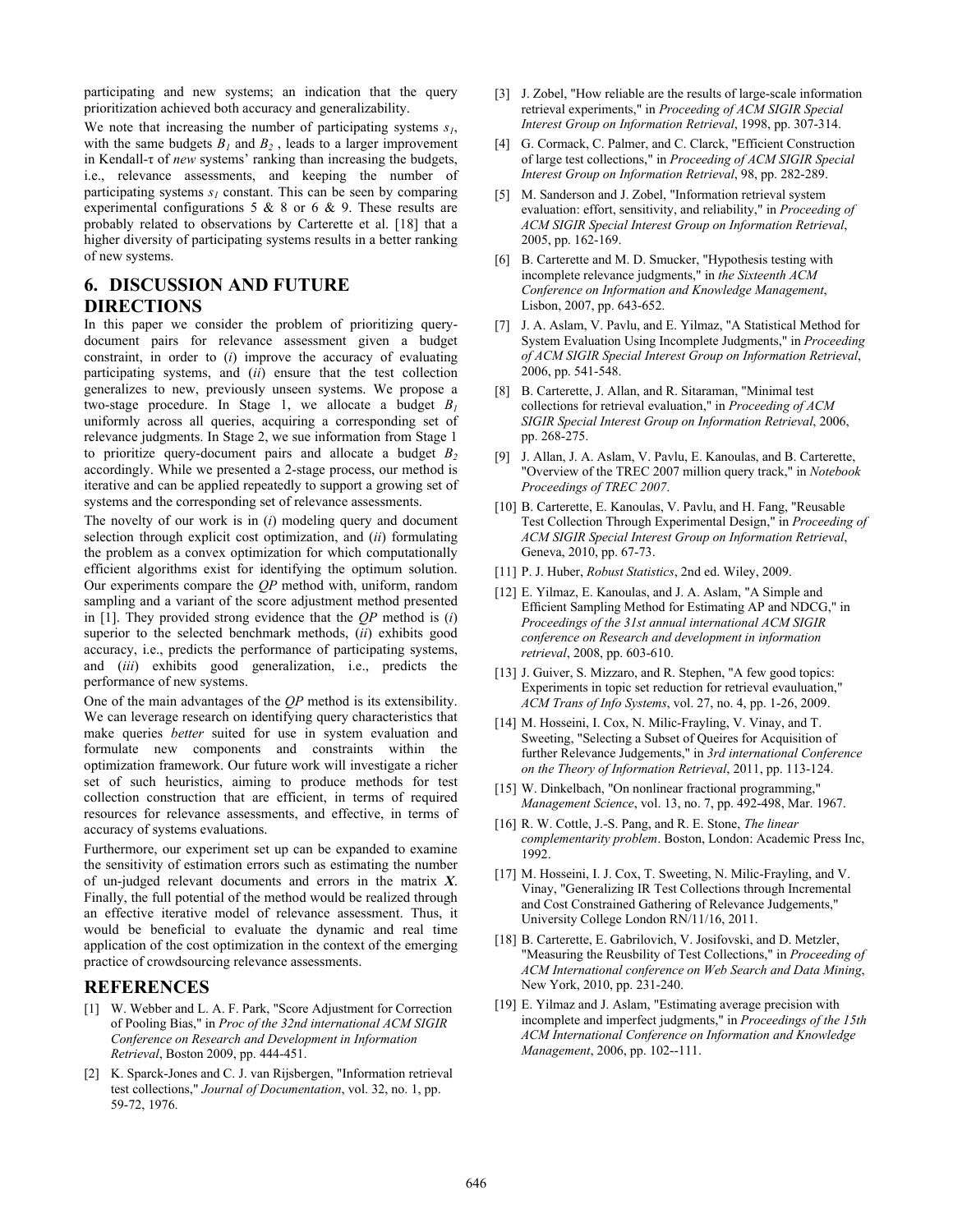participating and new systems; an indication that the query prioritization achieved both accuracy and generalizability.

We note that increasing the number of participating systems $s_1$, with the same budgets $B_1$ and $B_2$ , leads to a larger improvement in Kendall-τ of *new* systems' ranking than increasing the budgets, i.e., relevance assessments, and keeping the number of participating systems $s_1$ constant. This can be seen by comparing experimental configurations 5 & 8 or 6 & 9. These results are probably related to observations by Carterette et al. [18] that a higher diversity of participating systems results in a better ranking of new systems.

## 6. DISCUSSION AND FUTURE DIRECTIONS

In this paper we consider the problem of prioritizing query-document pairs for relevance assessment given a budget constraint, in order to (*i*) improve the accuracy of evaluating participating systems, and (*ii*) ensure that the test collection generalizes to new, previously unseen systems. We propose a two-stage procedure. In Stage 1, we allocate a budget $B_1$ uniformly across all queries, acquiring a corresponding set of relevance judgments. In Stage 2, we use information from Stage 1 to prioritize query-document pairs and allocate a budget $B_2$ accordingly. While we presented a 2-stage process, our method is iterative and can be applied repeatedly to support a growing set of systems and the corresponding set of relevance assessments.

The novelty of our work is in (*i*) modeling query and document selection through explicit cost optimization, and (*ii*) formulating the problem as a convex optimization for which computationally efficient algorithms exist for identifying the optimum solution. Our experiments compare the *QP* method with, uniform, random sampling and a variant of the score adjustment method presented in [1]. They provided strong evidence that the *QP* method is (*i*) superior to the selected benchmark methods, (*ii*) exhibits good accuracy, i.e., predicts the performance of participating systems, and (*iii*) exhibits good generalization, i.e., predicts the performance of new systems.

One of the main advantages of the *QP* method is its extensibility. We can leverage research on identifying query characteristics that make queries *better* suited for use in system evaluation and formulate new components and constraints within the optimization framework. Our future work will investigate a richer set of such heuristics, aiming to produce methods for test collection construction that are efficient, in terms of required resources for relevance assessments, and effective, in terms of accuracy of systems evaluations.

Furthermore, our experiment set up can be expanded to examine the sensitivity of estimation errors such as estimating the number of un-judged relevant documents and errors in the matrix ***X***. Finally, the full potential of the method would be realized through an effective iterative model of relevance assessment. Thus, it would be beneficial to evaluate the dynamic and real time application of the cost optimization in the context of the emerging practice of crowdsourcing relevance assessments.

## REFERENCES

[1] W. Webber and L. A. F. Park, "Score Adjustment for Correction of Pooling Bias," in *Proc of the 32nd international ACM SIGIR Conference on Research and Development in Information Retrieval*, Boston 2009, pp. 444-451.

[2] K. Sparck-Jones and C. J. van Rijsbergen, "Information retrieval test collections," *Journal of Documentation*, vol. 32, no. 1, pp. 59-72, 1976.

[3] J. Zobel, "How reliable are the results of large-scale information retrieval experiments," in *Proceeding of ACM SIGIR Special Interest Group on Information Retrieval*, 1998, pp. 307-314.

[4] G. Cormack, C. Palmer, and C. Clarck, "Efficient Construction of large test collections," in *Proceeding of ACM SIGIR Special Interest Group on Information Retrieval*, 98, pp. 282-289.

[5] M. Sanderson and J. Zobel, "Information retrieval system evaluation: effort, sensitivity, and reliability," in *Proceeding of ACM SIGIR Special Interest Group on Information Retrieval*, 2005, pp. 162-169.

[6] B. Carterette and M. D. Smucker, "Hypothesis testing with incomplete relevance judgments," in *the Sixteenth ACM Conference on Information and Knowledge Management*, Lisbon, 2007, pp. 643-652.

[7] J. A. Aslam, V. Pavlu, and E. Yilmaz, "A Statistical Method for System Evaluation Using Incomplete Judgments," in *Proceeding of ACM SIGIR Special Interest Group on Information Retrieval*, 2006, pp. 541-548.

[8] B. Carterette, J. Allan, and R. Sitaraman, "Minimal test collections for retrieval evaluation," in *Proceeding of ACM SIGIR Special Interest Group on Information Retrieval*, 2006, pp. 268-275.

[9] J. Allan, J. A. Aslam, V. Pavlu, E. Kanoulas, and B. Carterette, "Overview of the TREC 2007 million query track," in *Notebook Proceedings of TREC 2007*.

[10] B. Carterette, E. Kanoulas, V. Pavlu, and H. Fang, "Reusable Test Collection Through Experimental Design," in *Proceeding of ACM SIGIR Special Interest Group on Information Retrieval*, Geneva, 2010, pp. 67-73.

[11] P. J. Huber, *Robust Statistics*, 2nd ed. Wiley, 2009.

[12] E. Yilmaz, E. Kanoulas, and J. A. Aslam, "A Simple and Efficient Sampling Method for Estimating AP and NDCG," in *Proceedings of the 31st annual international ACM SIGIR conference on Research and development in information retrieval*, 2008, pp. 603-610.

[13] J. Guiver, S. Mizzaro, and R. Stephen, "A few good topics: Experiments in topic set reduction for retrieval evauluation," *ACM Trans of Info Systems*, vol. 27, no. 4, pp. 1-26, 2009.

[14] M. Hosseini, I. Cox, N. Milic-Frayling, V. Vinay, and T. Sweeting, "Selecting a Subset of Queires for Acquisition of further Relevance Judgements," in *3rd international Conference on the Theory of Information Retrieval*, 2011, pp. 113-124.

[15] W. Dinkelbach, "On nonlinear fractional programming," *Management Science*, vol. 13, no. 7, pp. 492-498, Mar. 1967.

[16] R. W. Cottle, J.-S. Pang, and R. E. Stone, *The linear complementarity problem*. Boston, London: Academic Press Inc, 1992.

[17] M. Hosseini, I. J. Cox, T. Sweeting, N. Milic-Frayling, and V. Vinay, "Generalizing IR Test Collections through Incremental and Cost Constrained Gathering of Relevance Judgements," University College London RN/11/16, 2011.

[18] B. Carterette, E. Gabrilovich, V. Josifovski, and D. Metzler, "Measuring the Reusbility of Test Collections," in *Proceeding of ACM International conference on Web Search and Data Mining*, New York, 2010, pp. 231-240.

[19] E. Yilmaz and J. Aslam, "Estimating average precision with incomplete and imperfect judgments," in *Proceedings of the 15th ACM International Conference on Information and Knowledge Management*, 2006, pp. 102--111.